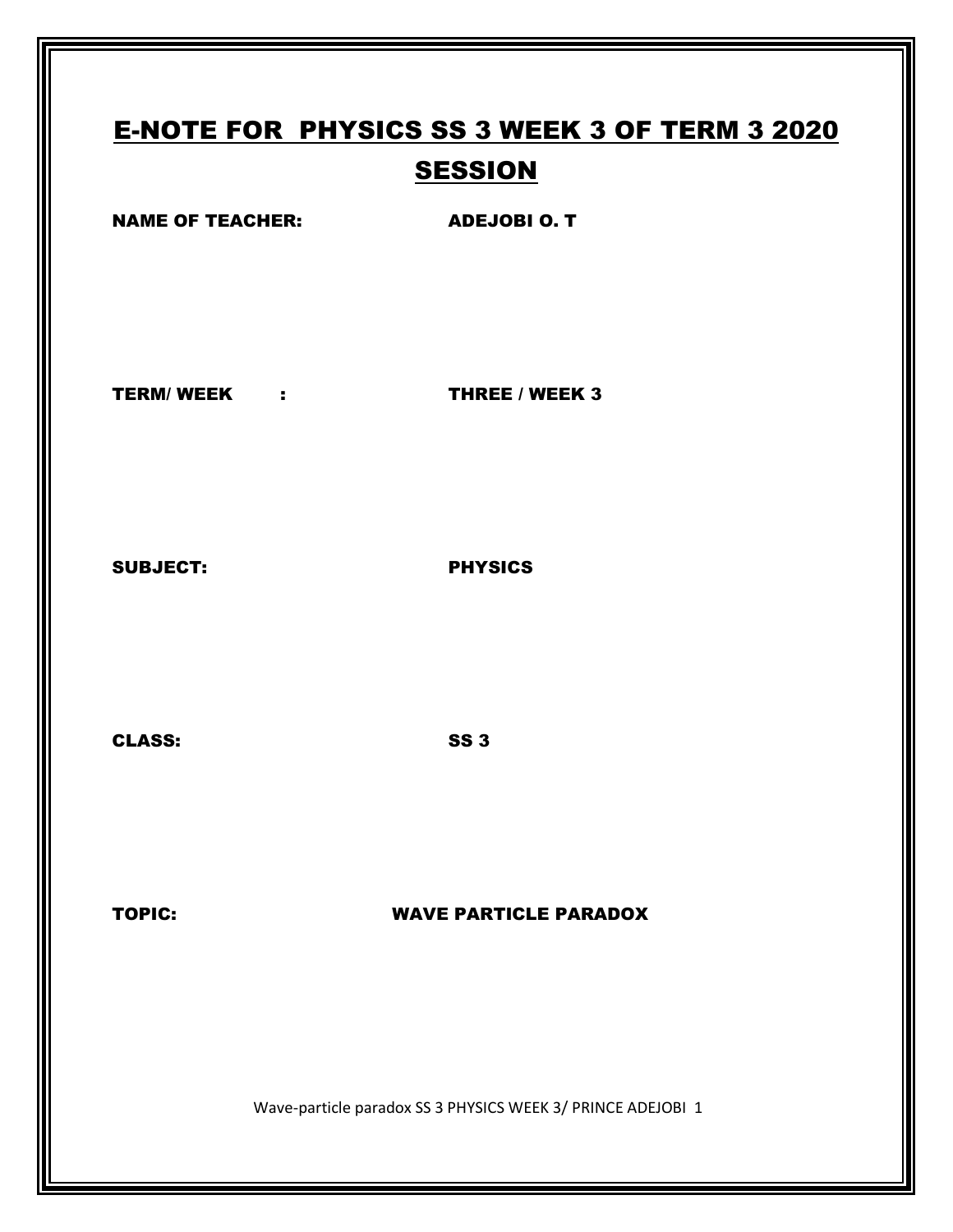# E-NOTE FOR PHYSICS SS 3 WEEK 3 OF TERM 3 2020 SESSION

**NAME OF TEACHER:** ADEJOBI O. T

**TERM/ WEEK :** THREE / WEEK 3

**SUBJECT:** PHYSICS

**CLASS:** SS 3

**TOPIC:** WAVE PARTICLE PARADOX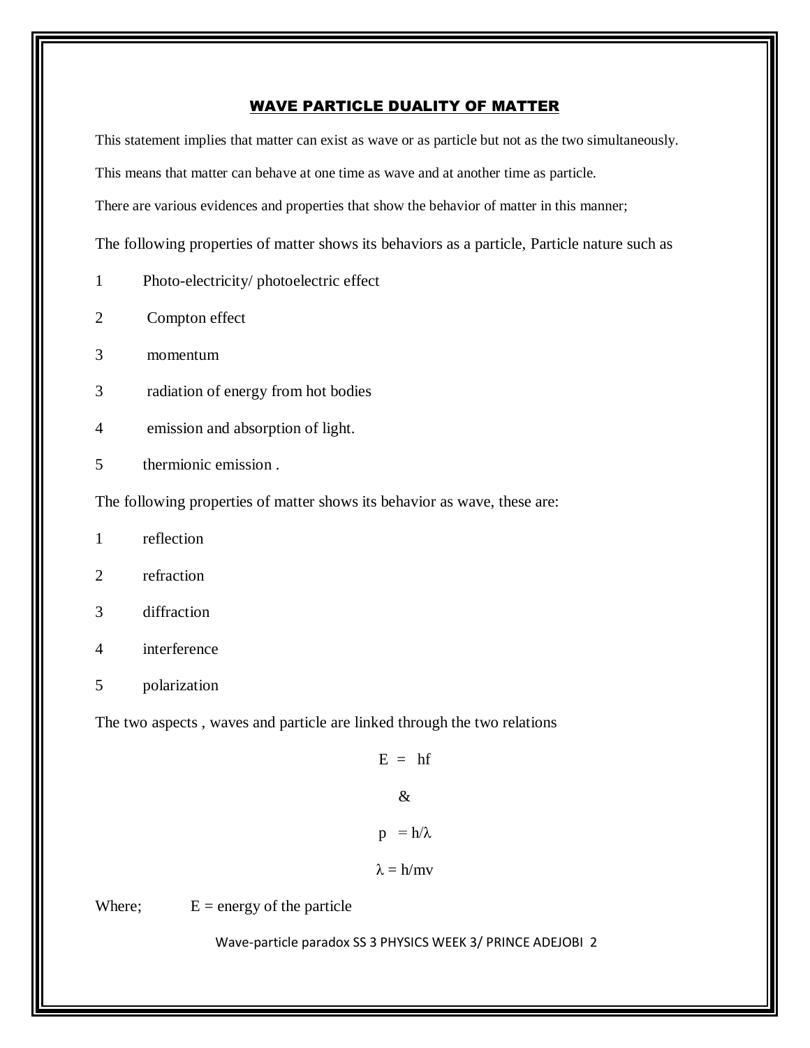## WAVE PARTICLE DUALITY OF MATTER

This statement implies that matter can exist as wave or as particle but not as the two simultaneously.

This means that matter can behave at one time as wave and at another time as particle.

There are various evidences and properties that show the behavior of matter in this manner;

The following properties of matter shows its behaviors as a particle, Particle nature such as

1 Photo-electricity/ photoelectric effect

2 Compton effect

3 momentum

3 radiation of energy from hot bodies

4 emission and absorption of light.

5 thermionic emission .

The following properties of matter shows its behavior as wave, these are:

1 reflection

2 refraction

3 diffraction

4 interference

5 polarization

The two aspects , waves and particle are linked through the two relations

$$E = hf$$

&

$$p = h/\lambda$$

$$\lambda = h/mv$$

Where; E = energy of the particle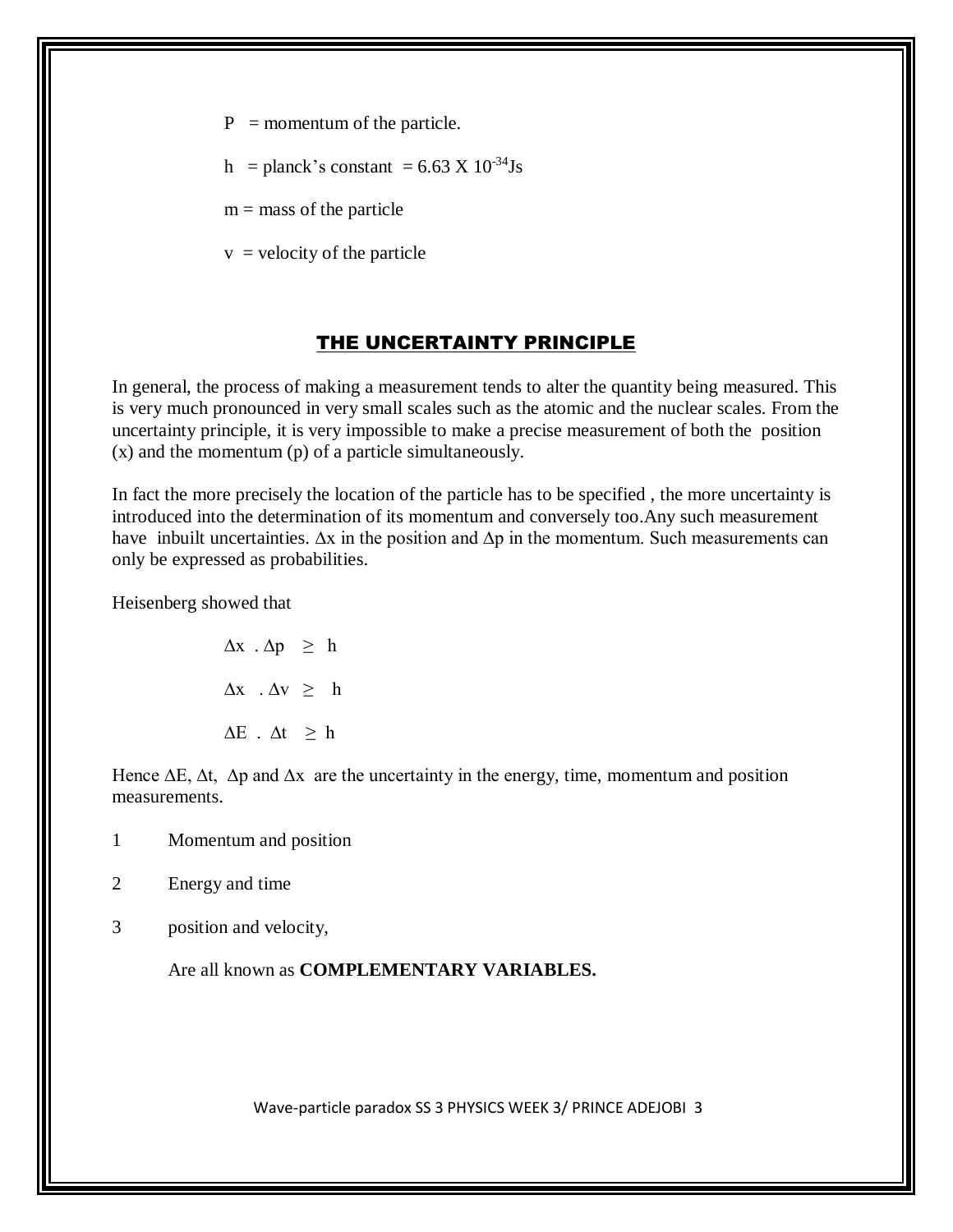$P$ = momentum of the particle.

$h$ = planck's constant = $6.63 \times 10^{-34}$Js

$m$ = mass of the particle

$v$ = velocity of the particle

## THE UNCERTAINTY PRINCIPLE

In general, the process of making a measurement tends to alter the quantity being measured. This is very much pronounced in very small scales such as the atomic and the nuclear scales. From the uncertainty principle, it is very impossible to make a precise measurement of both the position (x) and the momentum (p) of a particle simultaneously.

In fact the more precisely the location of the particle has to be specified , the more uncertainty is introduced into the determination of its momentum and conversely too.Any such measurement have inbuilt uncertainties. $\Delta x$ in the position and $\Delta p$ in the momentum. Such measurements can only be expressed as probabilities.

Heisenberg showed that

$$\Delta x \,.\, \Delta p \geq h$$

$$\Delta x \,.\, \Delta v \geq h$$

$$\Delta E \,.\, \Delta t \geq h$$

Hence $\Delta E$, $\Delta t$, $\Delta p$ and $\Delta x$ are the uncertainty in the energy, time, momentum and position measurements.

1 Momentum and position

2 Energy and time

3 position and velocity,

Are all known as **COMPLEMENTARY VARIABLES.**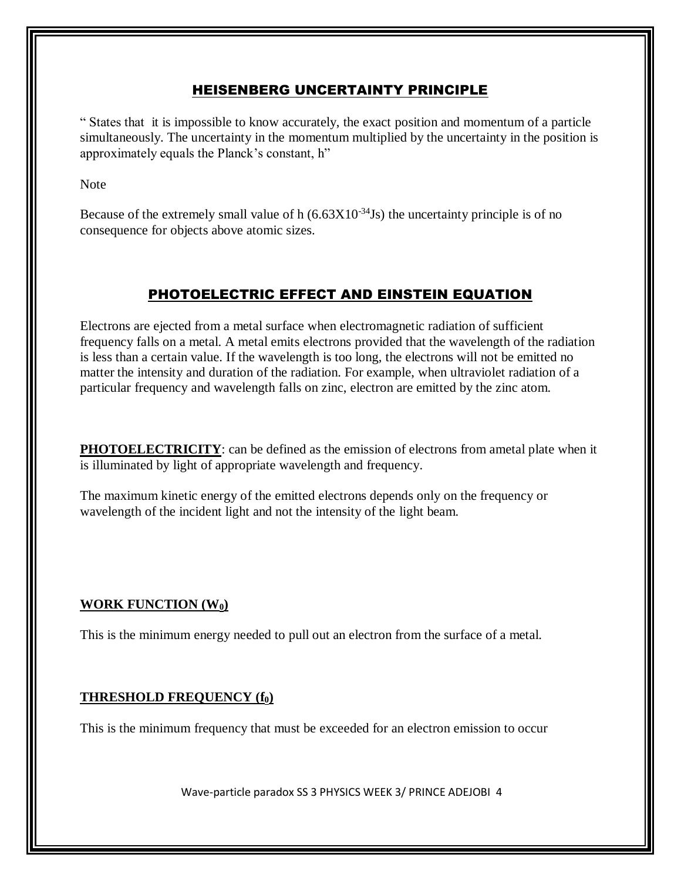## HEISENBERG UNCERTAINTY PRINCIPLE

" States that it is impossible to know accurately, the exact position and momentum of a particle simultaneously. The uncertainty in the momentum multiplied by the uncertainty in the position is approximately equals the Planck's constant, h"

Note

Because of the extremely small value of h ($6.63X10^{-34}$Js) the uncertainty principle is of no consequence for objects above atomic sizes.

## PHOTOELECTRIC EFFECT AND EINSTEIN EQUATION

Electrons are ejected from a metal surface when electromagnetic radiation of sufficient frequency falls on a metal. A metal emits electrons provided that the wavelength of the radiation is less than a certain value. If the wavelength is too long, the electrons will not be emitted no matter the intensity and duration of the radiation. For example, when ultraviolet radiation of a particular frequency and wavelength falls on zinc, electron are emitted by the zinc atom.

**PHOTOELECTRICITY**: can be defined as the emission of electrons from ametal plate when it is illuminated by light of appropriate wavelength and frequency.

The maximum kinetic energy of the emitted electrons depends only on the frequency or wavelength of the incident light and not the intensity of the light beam.

**WORK FUNCTION ($W_0$)**

This is the minimum energy needed to pull out an electron from the surface of a metal.

**THRESHOLD FREQUENCY ($f_0$)**

This is the minimum frequency that must be exceeded for an electron emission to occur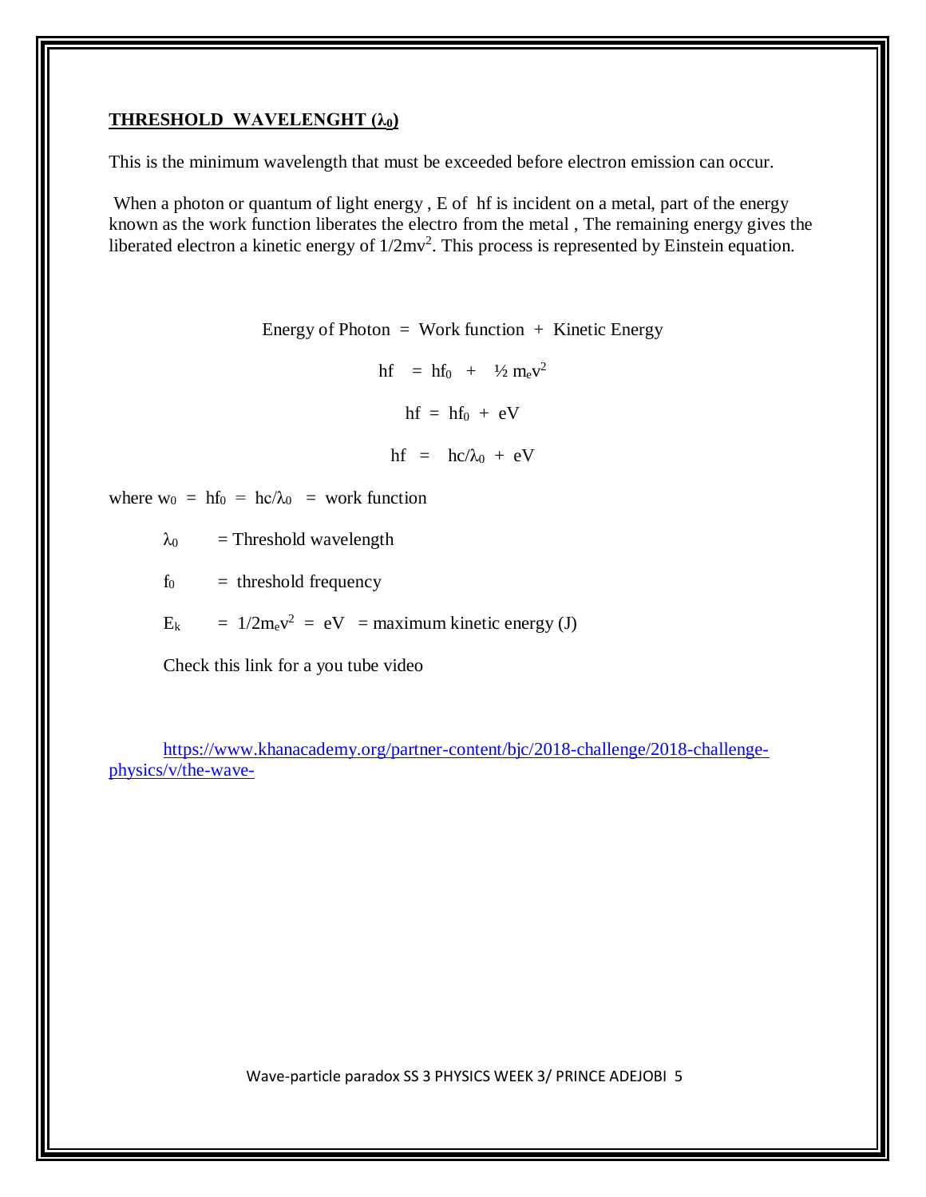## THRESHOLD WAVELENGHT ($\lambda_0$)

This is the minimum wavelength that must be exceeded before electron emission can occur.

When a photon or quantum of light energy , E of hf is incident on a metal, part of the energy known as the work function liberates the electro from the metal , The remaining energy gives the liberated electron a kinetic energy of $1/2mv^2$. This process is represented by Einstein equation.

Energy of Photon = Work function + Kinetic Energy

$$hf = hf_0 + \frac{1}{2} m_e v^2$$

$$hf = hf_0 + eV$$

$$hf = hc/\lambda_0 + eV$$

where $w_0 = hf_0 = hc/\lambda_0$ = work function

$\lambda_0$ = Threshold wavelength

$f_0$ = threshold frequency

$E_k = 1/2 m_e v^2 = eV$ = maximum kinetic energy (J)

Check this link for a you tube video

https://www.khanacademy.org/partner-content/bjc/2018-challenge/2018-challenge-physics/v/the-wave-